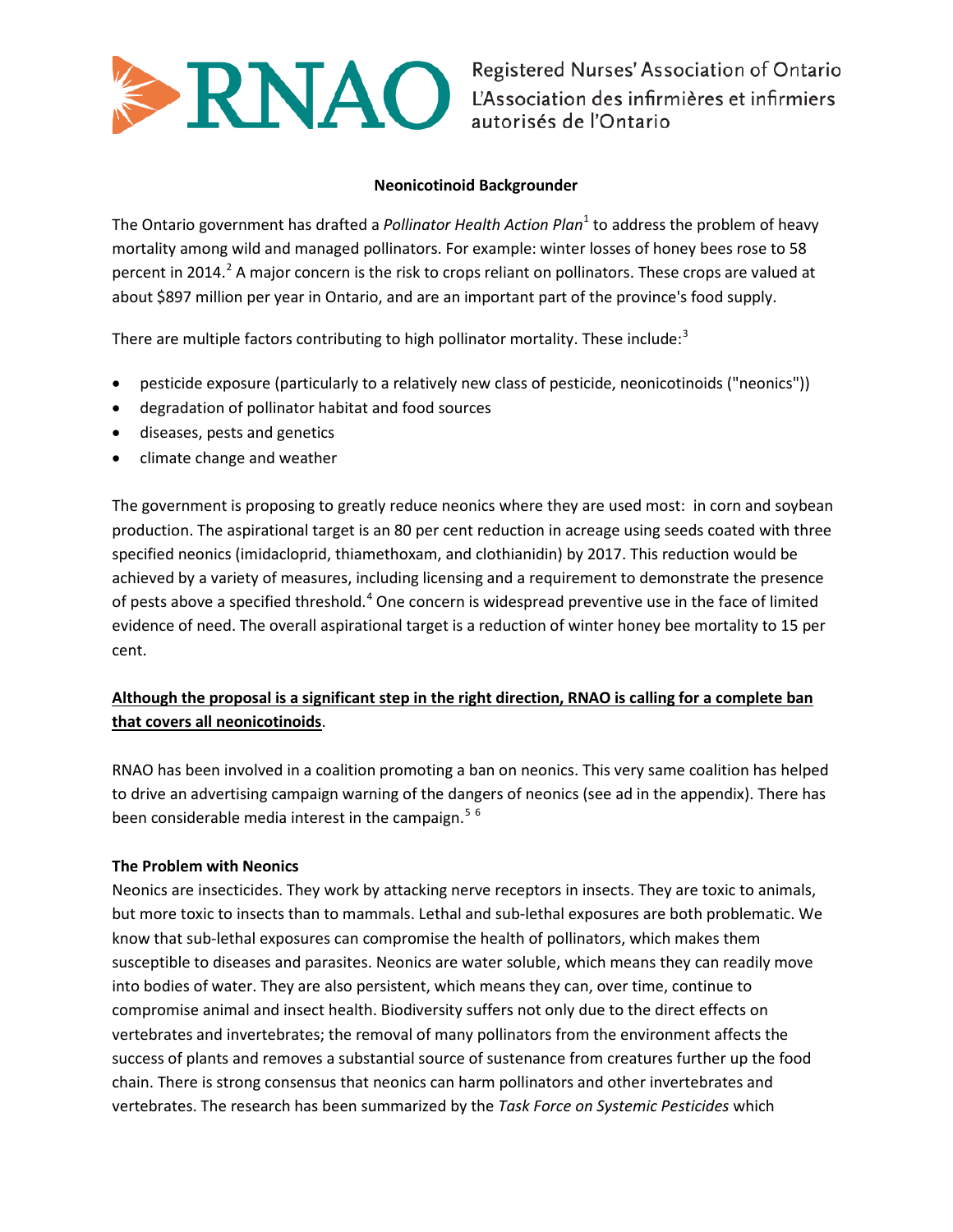Registered Nurses' Association of Ontario
L'Association des infirmières et infirmiers autorisés de l'Ontario

**Neonicotinoid Backgrounder**

The Ontario government has drafted a *Pollinator Health Action Plan*[1] to address the problem of heavy mortality among wild and managed pollinators. For example: winter losses of honey bees rose to 58 percent in 2014.[2] A major concern is the risk to crops reliant on pollinators. These crops are valued at about $897 million per year in Ontario, and are an important part of the province's food supply.

There are multiple factors contributing to high pollinator mortality. These include:[3]

- pesticide exposure (particularly to a relatively new class of pesticide, neonicotinoids ("neonics"))
- degradation of pollinator habitat and food sources
- diseases, pests and genetics
- climate change and weather

The government is proposing to greatly reduce neonics where they are used most: in corn and soybean production. The aspirational target is an 80 per cent reduction in acreage using seeds coated with three specified neonics (imidacloprid, thiamethoxam, and clothianidin) by 2017. This reduction would be achieved by a variety of measures, including licensing and a requirement to demonstrate the presence of pests above a specified threshold.[4] One concern is widespread preventive use in the face of limited evidence of need. The overall aspirational target is a reduction of winter honey bee mortality to 15 per cent.

**Although the proposal is a significant step in the right direction, RNAO is calling for a complete ban that covers all neonicotinoids**.

RNAO has been involved in a coalition promoting a ban on neonics. This very same coalition has helped to drive an advertising campaign warning of the dangers of neonics (see ad in the appendix). There has been considerable media interest in the campaign.[5] [6]

**The Problem with Neonics**

Neonics are insecticides. They work by attacking nerve receptors in insects. They are toxic to animals, but more toxic to insects than to mammals. Lethal and sub-lethal exposures are both problematic. We know that sub-lethal exposures can compromise the health of pollinators, which makes them susceptible to diseases and parasites. Neonics are water soluble, which means they can readily move into bodies of water. They are also persistent, which means they can, over time, continue to compromise animal and insect health. Biodiversity suffers not only due to the direct effects on vertebrates and invertebrates; the removal of many pollinators from the environment affects the success of plants and removes a substantial source of sustenance from creatures further up the food chain. There is strong consensus that neonics can harm pollinators and other invertebrates and vertebrates. The research has been summarized by the *Task Force on Systemic Pesticides* which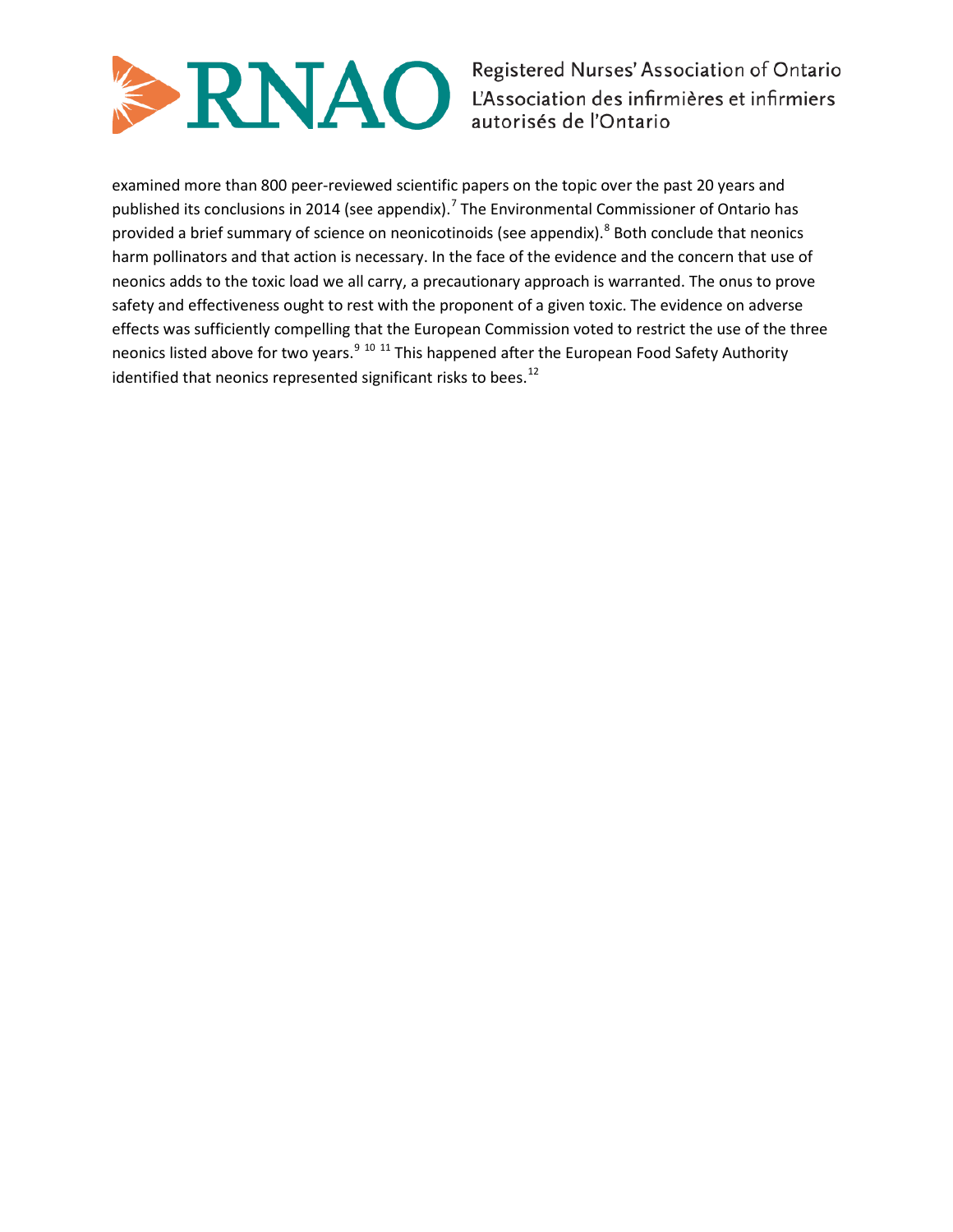examined more than 800 peer-reviewed scientific papers on the topic over the past 20 years and published its conclusions in 2014 (see appendix).[7] The Environmental Commissioner of Ontario has provided a brief summary of science on neonicotinoids (see appendix).[8] Both conclude that neonics harm pollinators and that action is necessary. In the face of the evidence and the concern that use of neonics adds to the toxic load we all carry, a precautionary approach is warranted. The onus to prove safety and effectiveness ought to rest with the proponent of a given toxic. The evidence on adverse effects was sufficiently compelling that the European Commission voted to restrict the use of the three neonics listed above for two years.[9] [10] [11] This happened after the European Food Safety Authority identified that neonics represented significant risks to bees.[12]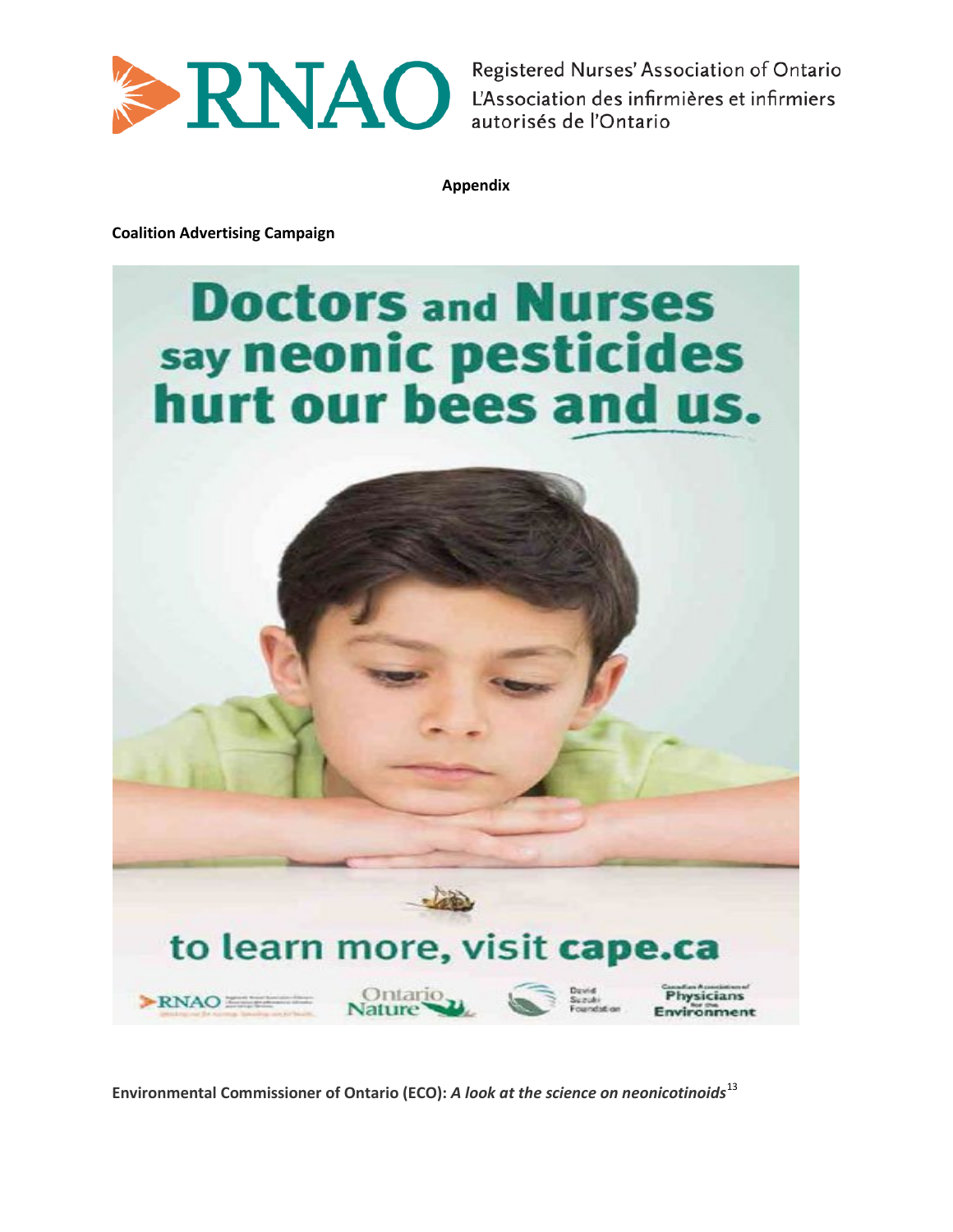**Appendix**

**Coalition Advertising Campaign**

Doctors and Nurses say neonic pesticides hurt our bees and us.

to learn more, visit **cape.ca**

RNAO | Ontario Nature | David Suzuki Foundation | Canadian Association of Physicians for the Environment

**Environmental Commissioner of Ontario (ECO):** ***A look at the science on neonicotinoids***[13]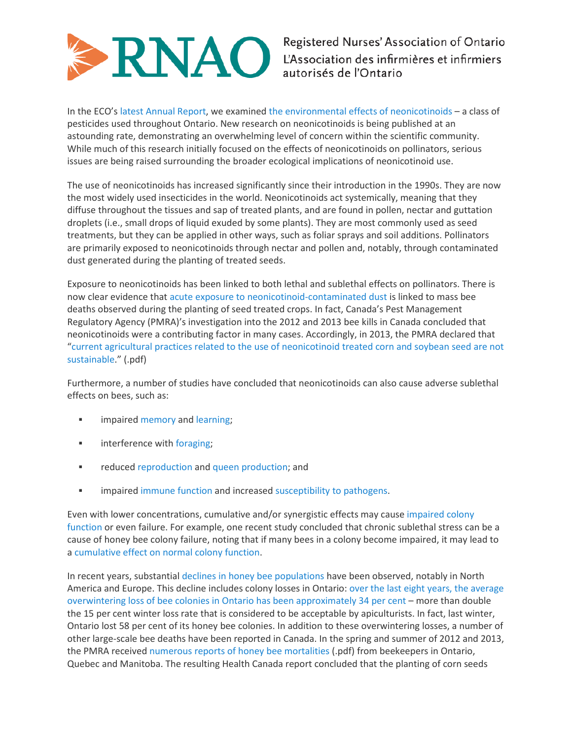In the ECO's latest Annual Report, we examined the environmental effects of neonicotinoids – a class of pesticides used throughout Ontario. New research on neonicotinoids is being published at an astounding rate, demonstrating an overwhelming level of concern within the scientific community. While much of this research initially focused on the effects of neonicotinoids on pollinators, serious issues are being raised surrounding the broader ecological implications of neonicotinoid use.

The use of neonicotinoids has increased significantly since their introduction in the 1990s. They are now the most widely used insecticides in the world. Neonicotinoids act systemically, meaning that they diffuse throughout the tissues and sap of treated plants, and are found in pollen, nectar and guttation droplets (i.e., small drops of liquid exuded by some plants). They are most commonly used as seed treatments, but they can be applied in other ways, such as foliar sprays and soil additions. Pollinators are primarily exposed to neonicotinoids through nectar and pollen and, notably, through contaminated dust generated during the planting of treated seeds.

Exposure to neonicotinoids has been linked to both lethal and sublethal effects on pollinators. There is now clear evidence that acute exposure to neonicotinoid-contaminated dust is linked to mass bee deaths observed during the planting of seed treated crops. In fact, Canada's Pest Management Regulatory Agency (PMRA)'s investigation into the 2012 and 2013 bee kills in Canada concluded that neonicotinoids were a contributing factor in many cases. Accordingly, in 2013, the PMRA declared that "current agricultural practices related to the use of neonicotinoid treated corn and soybean seed are not sustainable." (.pdf)

Furthermore, a number of studies have concluded that neonicotinoids can also cause adverse sublethal effects on bees, such as:

- impaired memory and learning;
- interference with foraging;
- reduced reproduction and queen production; and
- impaired immune function and increased susceptibility to pathogens.

Even with lower concentrations, cumulative and/or synergistic effects may cause impaired colony function or even failure. For example, one recent study concluded that chronic sublethal stress can be a cause of honey bee colony failure, noting that if many bees in a colony become impaired, it may lead to a cumulative effect on normal colony function.

In recent years, substantial declines in honey bee populations have been observed, notably in North America and Europe. This decline includes colony losses in Ontario: over the last eight years, the average overwintering loss of bee colonies in Ontario has been approximately 34 per cent – more than double the 15 per cent winter loss rate that is considered to be acceptable by apiculturists. In fact, last winter, Ontario lost 58 per cent of its honey bee colonies. In addition to these overwintering losses, a number of other large-scale bee deaths have been reported in Canada. In the spring and summer of 2012 and 2013, the PMRA received numerous reports of honey bee mortalities (.pdf) from beekeepers in Ontario, Quebec and Manitoba. The resulting Health Canada report concluded that the planting of corn seeds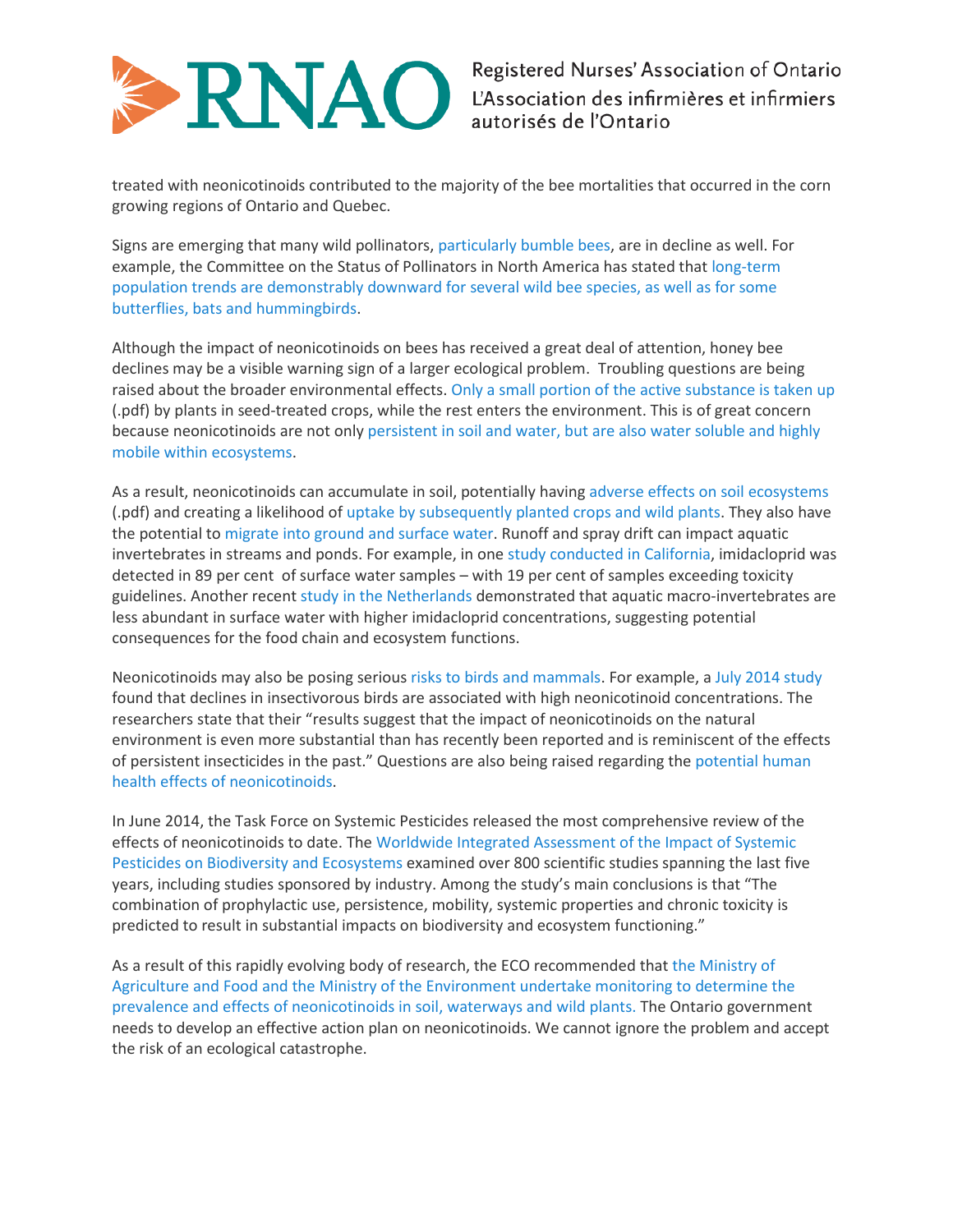treated with neonicotinoids contributed to the majority of the bee mortalities that occurred in the corn growing regions of Ontario and Quebec.

Signs are emerging that many wild pollinators, particularly bumble bees, are in decline as well. For example, the Committee on the Status of Pollinators in North America has stated that long-term population trends are demonstrably downward for several wild bee species, as well as for some butterflies, bats and hummingbirds.

Although the impact of neonicotinoids on bees has received a great deal of attention, honey bee declines may be a visible warning sign of a larger ecological problem. Troubling questions are being raised about the broader environmental effects. Only a small portion of the active substance is taken up (.pdf) by plants in seed-treated crops, while the rest enters the environment. This is of great concern because neonicotinoids are not only persistent in soil and water, but are also water soluble and highly mobile within ecosystems.

As a result, neonicotinoids can accumulate in soil, potentially having adverse effects on soil ecosystems (.pdf) and creating a likelihood of uptake by subsequently planted crops and wild plants. They also have the potential to migrate into ground and surface water. Runoff and spray drift can impact aquatic invertebrates in streams and ponds. For example, in one study conducted in California, imidacloprid was detected in 89 per cent of surface water samples – with 19 per cent of samples exceeding toxicity guidelines. Another recent study in the Netherlands demonstrated that aquatic macro-invertebrates are less abundant in surface water with higher imidacloprid concentrations, suggesting potential consequences for the food chain and ecosystem functions.

Neonicotinoids may also be posing serious risks to birds and mammals. For example, a July 2014 study found that declines in insectivorous birds are associated with high neonicotinoid concentrations. The researchers state that their "results suggest that the impact of neonicotinoids on the natural environment is even more substantial than has recently been reported and is reminiscent of the effects of persistent insecticides in the past." Questions are also being raised regarding the potential human health effects of neonicotinoids.

In June 2014, the Task Force on Systemic Pesticides released the most comprehensive review of the effects of neonicotinoids to date. The Worldwide Integrated Assessment of the Impact of Systemic Pesticides on Biodiversity and Ecosystems examined over 800 scientific studies spanning the last five years, including studies sponsored by industry. Among the study's main conclusions is that "The combination of prophylactic use, persistence, mobility, systemic properties and chronic toxicity is predicted to result in substantial impacts on biodiversity and ecosystem functioning."

As a result of this rapidly evolving body of research, the ECO recommended that the Ministry of Agriculture and Food and the Ministry of the Environment undertake monitoring to determine the prevalence and effects of neonicotinoids in soil, waterways and wild plants. The Ontario government needs to develop an effective action plan on neonicotinoids. We cannot ignore the problem and accept the risk of an ecological catastrophe.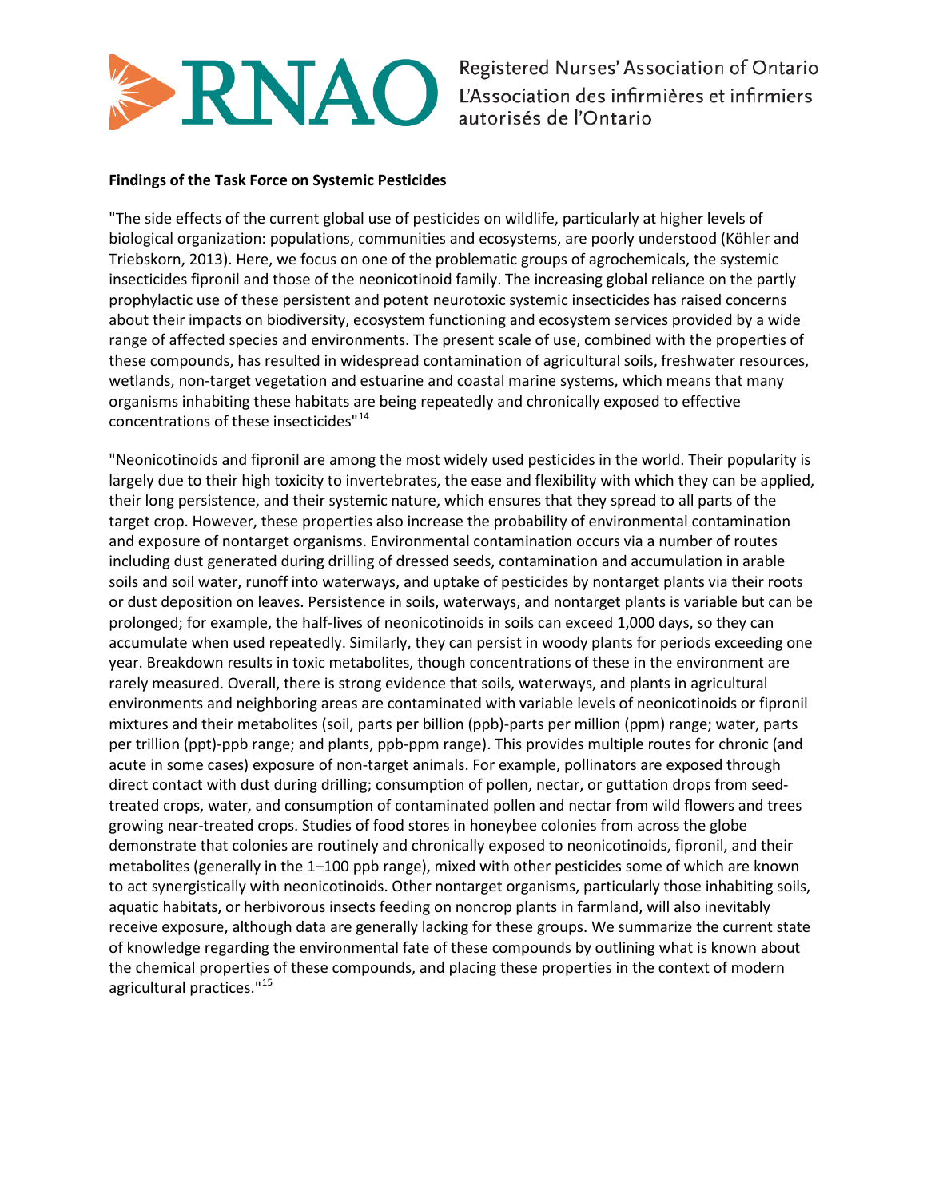**Findings of the Task Force on Systemic Pesticides**

"The side effects of the current global use of pesticides on wildlife, particularly at higher levels of biological organization: populations, communities and ecosystems, are poorly understood (Köhler and Triebskorn, 2013). Here, we focus on one of the problematic groups of agrochemicals, the systemic insecticides fipronil and those of the neonicotinoid family. The increasing global reliance on the partly prophylactic use of these persistent and potent neurotoxic systemic insecticides has raised concerns about their impacts on biodiversity, ecosystem functioning and ecosystem services provided by a wide range of affected species and environments. The present scale of use, combined with the properties of these compounds, has resulted in widespread contamination of agricultural soils, freshwater resources, wetlands, non-target vegetation and estuarine and coastal marine systems, which means that many organisms inhabiting these habitats are being repeatedly and chronically exposed to effective concentrations of these insecticides"[14]

"Neonicotinoids and fipronil are among the most widely used pesticides in the world. Their popularity is largely due to their high toxicity to invertebrates, the ease and flexibility with which they can be applied, their long persistence, and their systemic nature, which ensures that they spread to all parts of the target crop. However, these properties also increase the probability of environmental contamination and exposure of nontarget organisms. Environmental contamination occurs via a number of routes including dust generated during drilling of dressed seeds, contamination and accumulation in arable soils and soil water, runoff into waterways, and uptake of pesticides by nontarget plants via their roots or dust deposition on leaves. Persistence in soils, waterways, and nontarget plants is variable but can be prolonged; for example, the half-lives of neonicotinoids in soils can exceed 1,000 days, so they can accumulate when used repeatedly. Similarly, they can persist in woody plants for periods exceeding one year. Breakdown results in toxic metabolites, though concentrations of these in the environment are rarely measured. Overall, there is strong evidence that soils, waterways, and plants in agricultural environments and neighboring areas are contaminated with variable levels of neonicotinoids or fipronil mixtures and their metabolites (soil, parts per billion (ppb)-parts per million (ppm) range; water, parts per trillion (ppt)-ppb range; and plants, ppb-ppm range). This provides multiple routes for chronic (and acute in some cases) exposure of non-target animals. For example, pollinators are exposed through direct contact with dust during drilling; consumption of pollen, nectar, or guttation drops from seed-treated crops, water, and consumption of contaminated pollen and nectar from wild flowers and trees growing near-treated crops. Studies of food stores in honeybee colonies from across the globe demonstrate that colonies are routinely and chronically exposed to neonicotinoids, fipronil, and their metabolites (generally in the 1–100 ppb range), mixed with other pesticides some of which are known to act synergistically with neonicotinoids. Other nontarget organisms, particularly those inhabiting soils, aquatic habitats, or herbivorous insects feeding on noncrop plants in farmland, will also inevitably receive exposure, although data are generally lacking for these groups. We summarize the current state of knowledge regarding the environmental fate of these compounds by outlining what is known about the chemical properties of these compounds, and placing these properties in the context of modern agricultural practices."[15]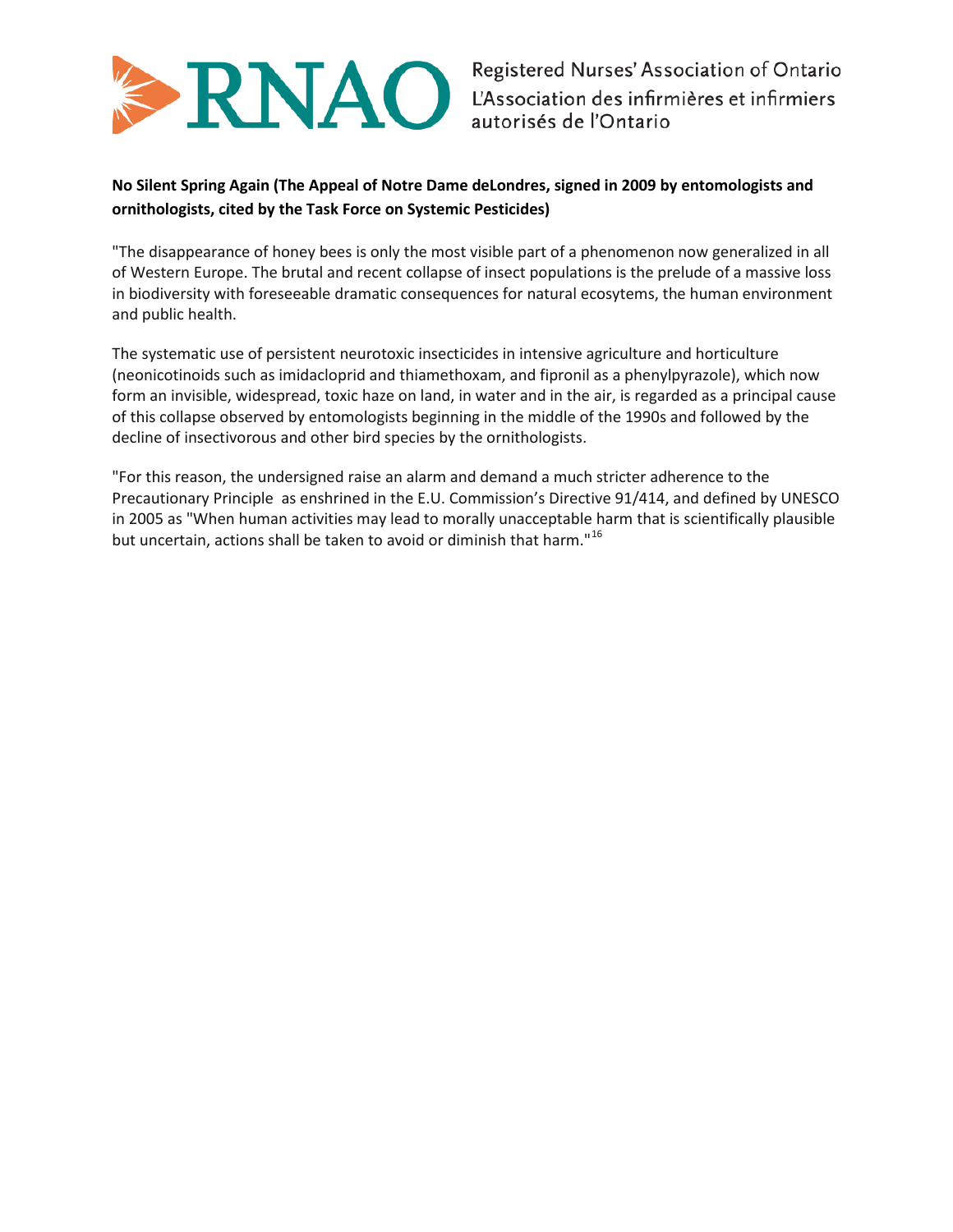**No Silent Spring Again (The Appeal of Notre Dame deLondres, signed in 2009 by entomologists and ornithologists, cited by the Task Force on Systemic Pesticides)**

"The disappearance of honey bees is only the most visible part of a phenomenon now generalized in all of Western Europe. The brutal and recent collapse of insect populations is the prelude of a massive loss in biodiversity with foreseeable dramatic consequences for natural ecosytems, the human environment and public health.

The systematic use of persistent neurotoxic insecticides in intensive agriculture and horticulture (neonicotinoids such as imidacloprid and thiamethoxam, and fipronil as a phenylpyrazole), which now form an invisible, widespread, toxic haze on land, in water and in the air, is regarded as a principal cause of this collapse observed by entomologists beginning in the middle of the 1990s and followed by the decline of insectivorous and other bird species by the ornithologists.

"For this reason, the undersigned raise an alarm and demand a much stricter adherence to the Precautionary Principle as enshrined in the E.U. Commission's Directive 91/414, and defined by UNESCO in 2005 as "When human activities may lead to morally unacceptable harm that is scientifically plausible but uncertain, actions shall be taken to avoid or diminish that harm."[16]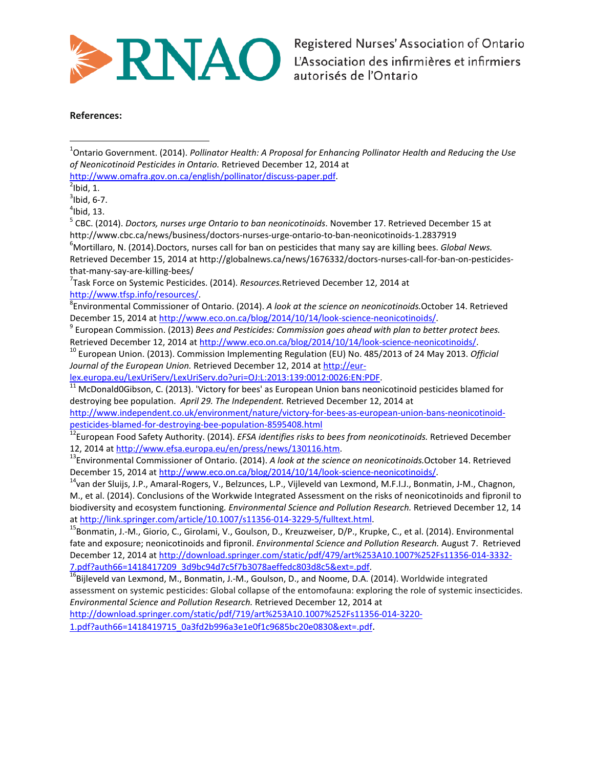**References:**

[1]Ontario Government. (2014). *Pollinator Health: A Proposal for Enhancing Pollinator Health and Reducing the Use of Neonicotinoid Pesticides in Ontario.* Retrieved December 12, 2014 at http://www.omafra.gov.on.ca/english/pollinator/discuss-paper.pdf.

[2]Ibid, 1.

[3]Ibid, 6-7.

[4]Ibid, 13.

[5] CBC. (2014). *Doctors, nurses urge Ontario to ban neonicotinoids*. November 17. Retrieved December 15 at http://www.cbc.ca/news/business/doctors-nurses-urge-ontario-to-ban-neonicotinoids-1.2837919

[6]Mortillaro, N. (2014).Doctors, nurses call for ban on pesticides that many say are killing bees. *Global News.* Retrieved December 15, 2014 at http://globalnews.ca/news/1676332/doctors-nurses-call-for-ban-on-pesticides-that-many-say-are-killing-bees/

[7]Task Force on Systemic Pesticides. (2014). *Resources.*Retrieved December 12, 2014 at http://www.tfsp.info/resources/.

[8]Environmental Commissioner of Ontario. (2014). *A look at the science on neonicotinoids.*October 14. Retrieved December 15, 2014 at http://www.eco.on.ca/blog/2014/10/14/look-science-neonicotinoids/.

[9] European Commission. (2013) *Bees and Pesticides: Commission goes ahead with plan to better protect bees.* Retrieved December 12, 2014 at http://www.eco.on.ca/blog/2014/10/14/look-science-neonicotinoids/.

[10] European Union. (2013). Commission Implementing Regulation (EU) No. 485/2013 of 24 May 2013. *Official Journal of the European Union.* Retrieved December 12, 2014 at http://eur-lex.europa.eu/LexUriServ/LexUriServ.do?uri=OJ:L:2013:139:0012:0026:EN:PDF.

[11] McDonald0Gibson, C. (2013). 'Victory for bees' as European Union bans neonicotinoid pesticides blamed for destroying bee population. *April 29. The Independent.* Retrieved December 12, 2014 at http://www.independent.co.uk/environment/nature/victory-for-bees-as-european-union-bans-neonicotinoid-pesticides-blamed-for-destroying-bee-population-8595408.html

[12]European Food Safety Authority. (2014). *EFSA identifies risks to bees from neonicotinoids.* Retrieved December 12, 2014 at http://www.efsa.europa.eu/en/press/news/130116.htm.

[13]Environmental Commissioner of Ontario. (2014). *A look at the science on neonicotinoids.*October 14. Retrieved December 15, 2014 at http://www.eco.on.ca/blog/2014/10/14/look-science-neonicotinoids/.

[14]van der Sluijs, J.P., Amaral-Rogers, V., Belzunces, L.P., Vijleveld van Lexmond, M.F.I.J., Bonmatin, J-M., Chagnon, M., et al. (2014). Conclusions of the Workwide Integrated Assessment on the risks of neonicotinoids and fipronil to biodiversity and ecosystem functioning. *Environmental Science and Pollution Research.* Retrieved December 12, 14 at http://link.springer.com/article/10.1007/s11356-014-3229-5/fulltext.html.

[15]Bonmatin, J.-M., Giorio, C., Girolami, V., Goulson, D., Kreuzweiser, D/P., Krupke, C., et al. (2014). Environmental fate and exposure; neonicotinoids and fipronil. *Environmental Science and Pollution Research.* August 7. Retrieved December 12, 2014 at http://download.springer.com/static/pdf/479/art%253A10.1007%252Fs11356-014-3332-7.pdf?auth66=1418417209_3d9bc94d7c5f7b3078aeffedc803d8c5&ext=.pdf.

[16]Bijleveld van Lexmond, M., Bonmatin, J.-M., Goulson, D., and Noome, D.A. (2014). Worldwide integrated assessment on systemic pesticides: Global collapse of the entomofauna: exploring the role of systemic insecticides. *Environmental Science and Pollution Research.* Retrieved December 12, 2014 at http://download.springer.com/static/pdf/719/art%253A10.1007%252Fs11356-014-3220-1.pdf?auth66=1418419715_0a3fd2b996a3e1e0f1c9685bc20e0830&ext=.pdf.